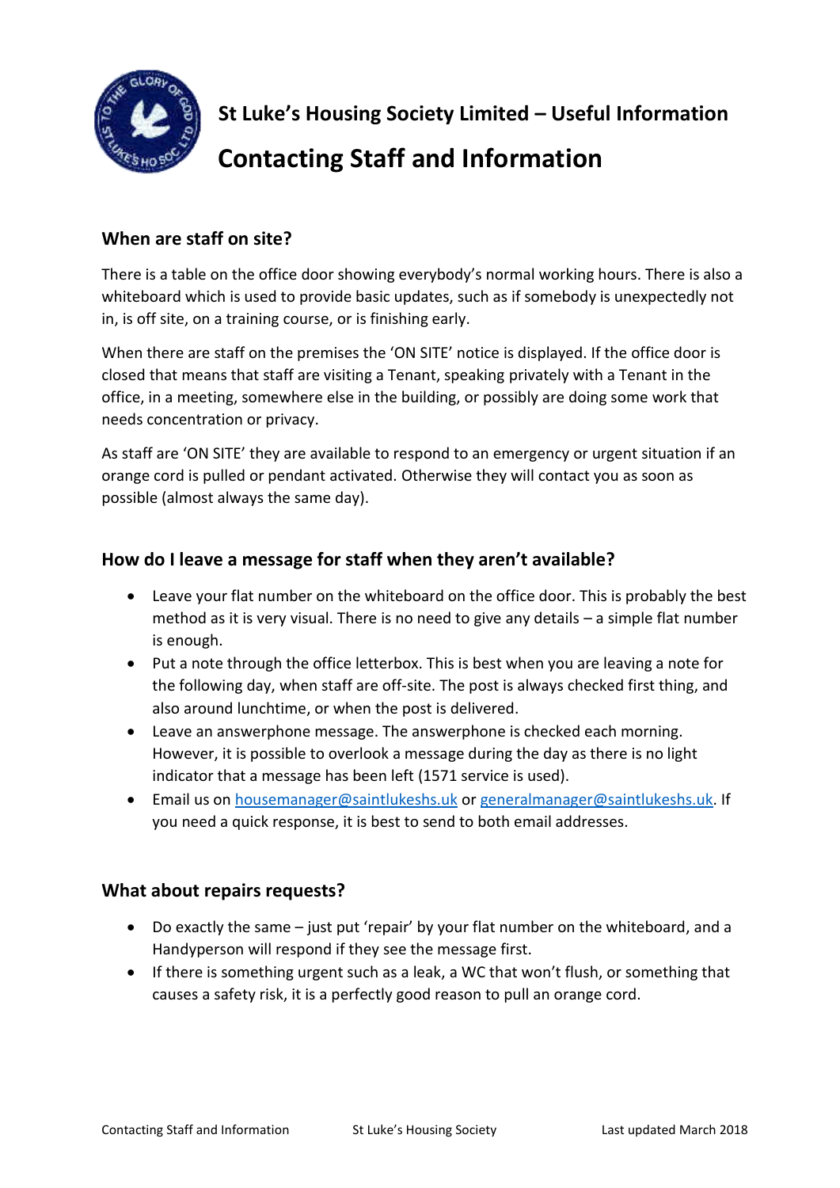# St Luke's Housing Society Limited – Useful Information

# Contacting Staff and Information

## When are staff on site?

There is a table on the office door showing everybody's normal working hours. There is also a whiteboard which is used to provide basic updates, such as if somebody is unexpectedly not in, is off site, on a training course, or is finishing early.

When there are staff on the premises the 'ON SITE' notice is displayed. If the office door is closed that means that staff are visiting a Tenant, speaking privately with a Tenant in the office, in a meeting, somewhere else in the building, or possibly are doing some work that needs concentration or privacy.

As staff are 'ON SITE' they are available to respond to an emergency or urgent situation if an orange cord is pulled or pendant activated. Otherwise they will contact you as soon as possible (almost always the same day).

## How do I leave a message for staff when they aren't available?

- Leave your flat number on the whiteboard on the office door. This is probably the best method as it is very visual. There is no need to give any details – a simple flat number is enough.
- Put a note through the office letterbox. This is best when you are leaving a note for the following day, when staff are off-site. The post is always checked first thing, and also around lunchtime, or when the post is delivered.
- Leave an answerphone message. The answerphone is checked each morning. However, it is possible to overlook a message during the day as there is no light indicator that a message has been left (1571 service is used).
- Email us on housemanager@saintlukeshs.uk or generalmanager@saintlukeshs.uk. If you need a quick response, it is best to send to both email addresses.

## What about repairs requests?

- Do exactly the same – just put 'repair' by your flat number on the whiteboard, and a Handyperson will respond if they see the message first.
- If there is something urgent such as a leak, a WC that won't flush, or something that causes a safety risk, it is a perfectly good reason to pull an orange cord.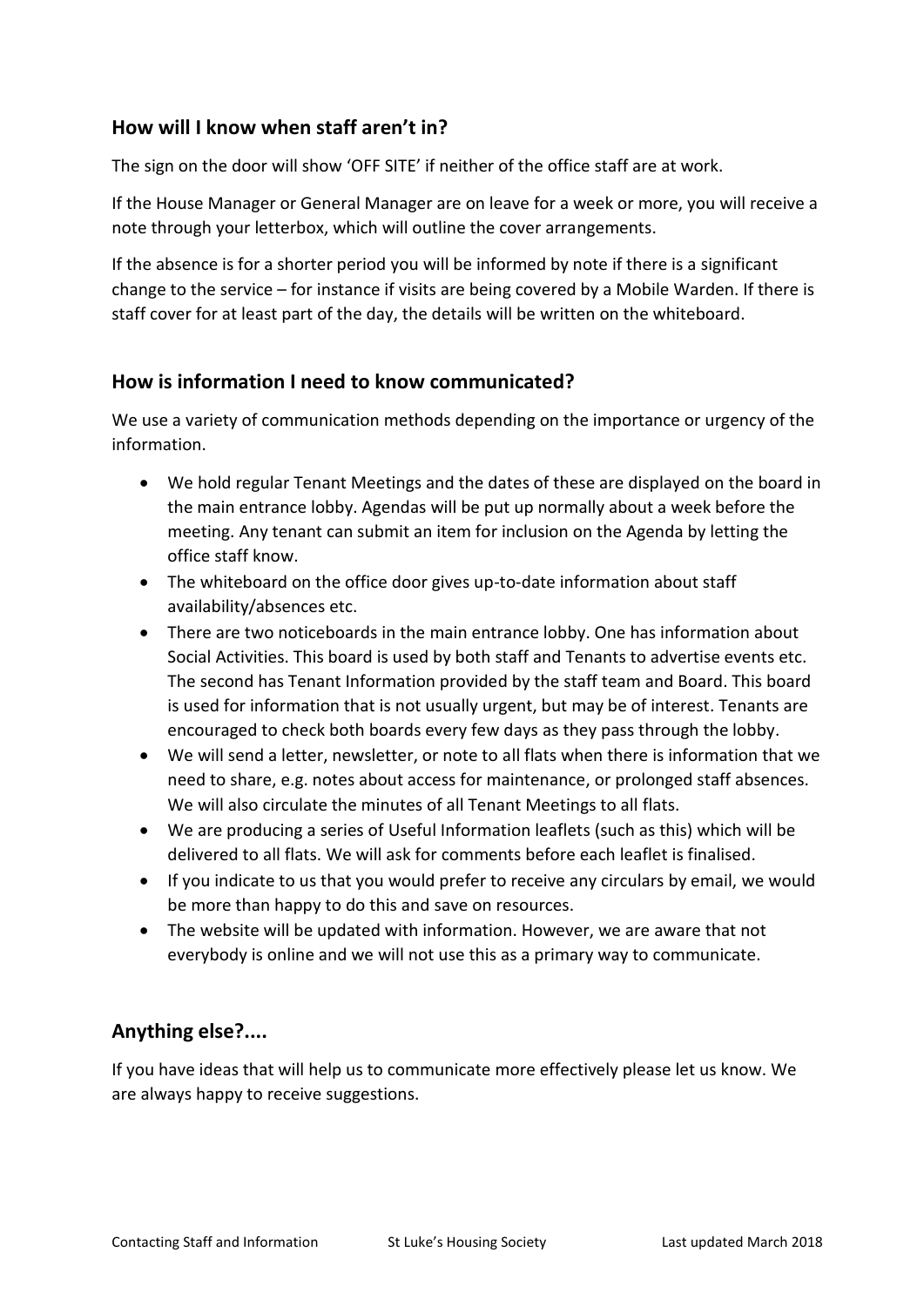## How will I know when staff aren't in?

The sign on the door will show 'OFF SITE' if neither of the office staff are at work.

If the House Manager or General Manager are on leave for a week or more, you will receive a note through your letterbox, which will outline the cover arrangements.

If the absence is for a shorter period you will be informed by note if there is a significant change to the service – for instance if visits are being covered by a Mobile Warden. If there is staff cover for at least part of the day, the details will be written on the whiteboard.

## How is information I need to know communicated?

We use a variety of communication methods depending on the importance or urgency of the information.

- We hold regular Tenant Meetings and the dates of these are displayed on the board in the main entrance lobby. Agendas will be put up normally about a week before the meeting. Any tenant can submit an item for inclusion on the Agenda by letting the office staff know.
- The whiteboard on the office door gives up-to-date information about staff availability/absences etc.
- There are two noticeboards in the main entrance lobby. One has information about Social Activities. This board is used by both staff and Tenants to advertise events etc. The second has Tenant Information provided by the staff team and Board. This board is used for information that is not usually urgent, but may be of interest. Tenants are encouraged to check both boards every few days as they pass through the lobby.
- We will send a letter, newsletter, or note to all flats when there is information that we need to share, e.g. notes about access for maintenance, or prolonged staff absences. We will also circulate the minutes of all Tenant Meetings to all flats.
- We are producing a series of Useful Information leaflets (such as this) which will be delivered to all flats. We will ask for comments before each leaflet is finalised.
- If you indicate to us that you would prefer to receive any circulars by email, we would be more than happy to do this and save on resources.
- The website will be updated with information. However, we are aware that not everybody is online and we will not use this as a primary way to communicate.

## Anything else?....

If you have ideas that will help us to communicate more effectively please let us know. We are always happy to receive suggestions.